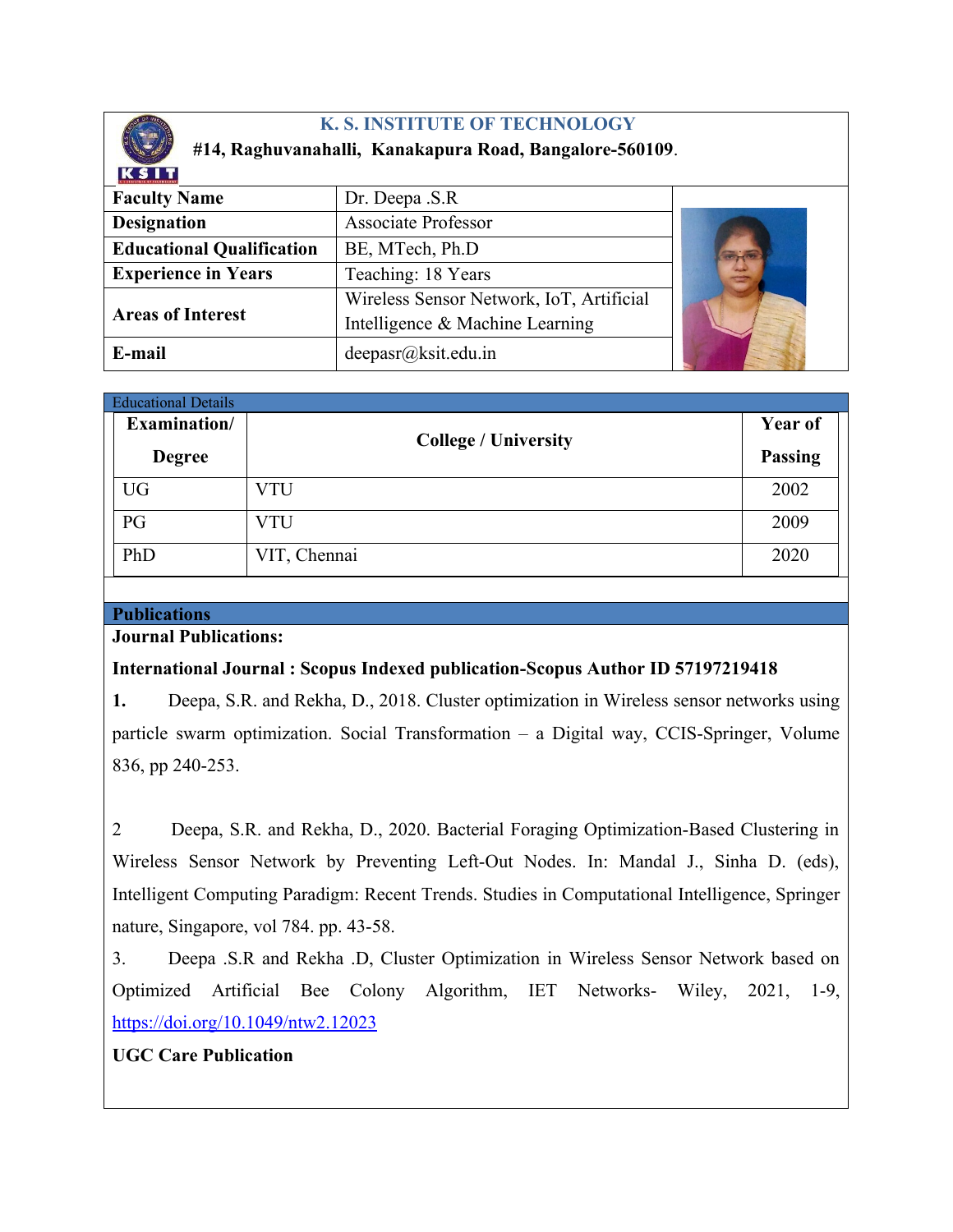# K. S. INSTITUTE OF TECHNOLOGY

**#14, Raghuvanahalli, Kanakapura Road, Bangalore-560109**.

| | |
|---|---|
| **Faculty Name** | Dr. Deepa .S.R |
| **Designation** | Associate Professor |
| **Educational Qualification** | BE, MTech, Ph.D |
| **Experience in Years** | Teaching: 18 Years |
| **Areas of Interest** | Wireless Sensor Network, IoT, Artificial Intelligence & Machine Learning |
| **E-mail** | deepasr@ksit.edu.in |

## Educational Details

| Examination/ Degree | College / University | Year of Passing |
|---|---|---|
| UG | VTU | 2002 |
| PG | VTU | 2009 |
| PhD | VIT, Chennai | 2020 |

## Publications

**Journal Publications:**

**International Journal : Scopus Indexed publication-Scopus Author ID 57197219418**

**1.** Deepa, S.R. and Rekha, D., 2018. Cluster optimization in Wireless sensor networks using particle swarm optimization. Social Transformation – a Digital way, CCIS-Springer, Volume 836, pp 240-253.

2 Deepa, S.R. and Rekha, D., 2020. Bacterial Foraging Optimization-Based Clustering in Wireless Sensor Network by Preventing Left-Out Nodes. In: Mandal J., Sinha D. (eds), Intelligent Computing Paradigm: Recent Trends. Studies in Computational Intelligence, Springer nature, Singapore, vol 784. pp. 43-58.

3. Deepa .S.R and Rekha .D, Cluster Optimization in Wireless Sensor Network based on Optimized Artificial Bee Colony Algorithm, IET Networks- Wiley, 2021, 1-9, https://doi.org/10.1049/ntw2.12023

**UGC Care Publication**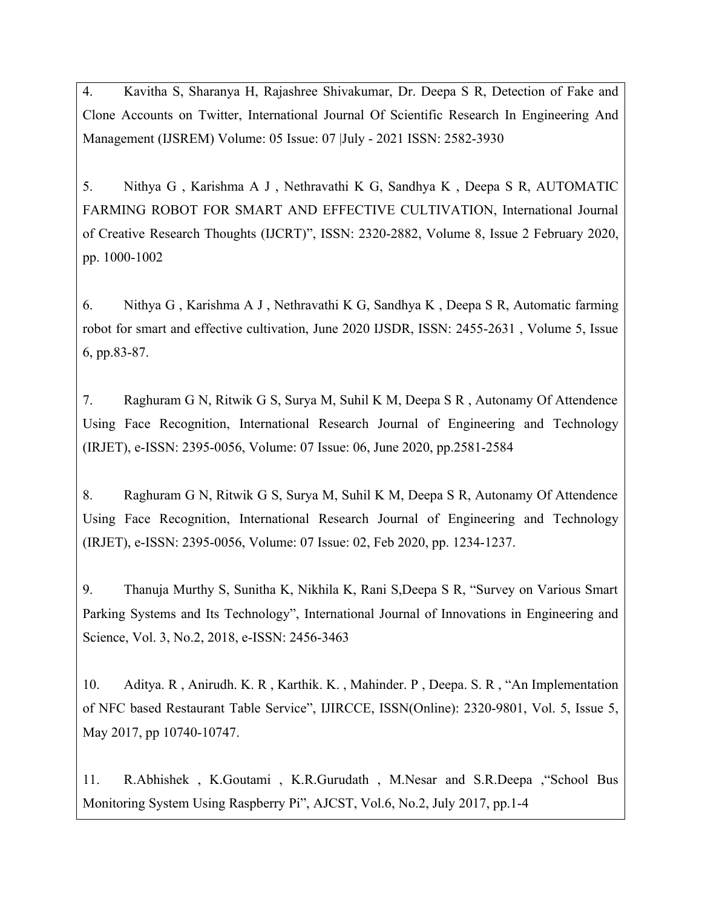4. Kavitha S, Sharanya H, Rajashree Shivakumar, Dr. Deepa S R, Detection of Fake and Clone Accounts on Twitter, International Journal Of Scientific Research In Engineering And Management (IJSREM) Volume: 05 Issue: 07 |July - 2021 ISSN: 2582-3930

5. Nithya G , Karishma A J , Nethravathi K G, Sandhya K , Deepa S R, AUTOMATIC FARMING ROBOT FOR SMART AND EFFECTIVE CULTIVATION, International Journal of Creative Research Thoughts (IJCRT)", ISSN: 2320-2882, Volume 8, Issue 2 February 2020, pp. 1000-1002

6. Nithya G , Karishma A J , Nethravathi K G, Sandhya K , Deepa S R, Automatic farming robot for smart and effective cultivation, June 2020 IJSDR, ISSN: 2455-2631 , Volume 5, Issue 6, pp.83-87.

7. Raghuram G N, Ritwik G S, Surya M, Suhil K M, Deepa S R , Autonamy Of Attendence Using Face Recognition, International Research Journal of Engineering and Technology (IRJET), e-ISSN: 2395-0056, Volume: 07 Issue: 06, June 2020, pp.2581-2584

8. Raghuram G N, Ritwik G S, Surya M, Suhil K M, Deepa S R, Autonamy Of Attendence Using Face Recognition, International Research Journal of Engineering and Technology (IRJET), e-ISSN: 2395-0056, Volume: 07 Issue: 02, Feb 2020, pp. 1234-1237.

9. Thanuja Murthy S, Sunitha K, Nikhila K, Rani S,Deepa S R, "Survey on Various Smart Parking Systems and Its Technology", International Journal of Innovations in Engineering and Science, Vol. 3, No.2, 2018, e-ISSN: 2456-3463

10. Aditya. R , Anirudh. K. R , Karthik. K. , Mahinder. P , Deepa. S. R , "An Implementation of NFC based Restaurant Table Service", IJIRCCE, ISSN(Online): 2320-9801, Vol. 5, Issue 5, May 2017, pp 10740-10747.

11. R.Abhishek , K.Goutami , K.R.Gurudath , M.Nesar and S.R.Deepa ,"School Bus Monitoring System Using Raspberry Pi", AJCST, Vol.6, No.2, July 2017, pp.1-4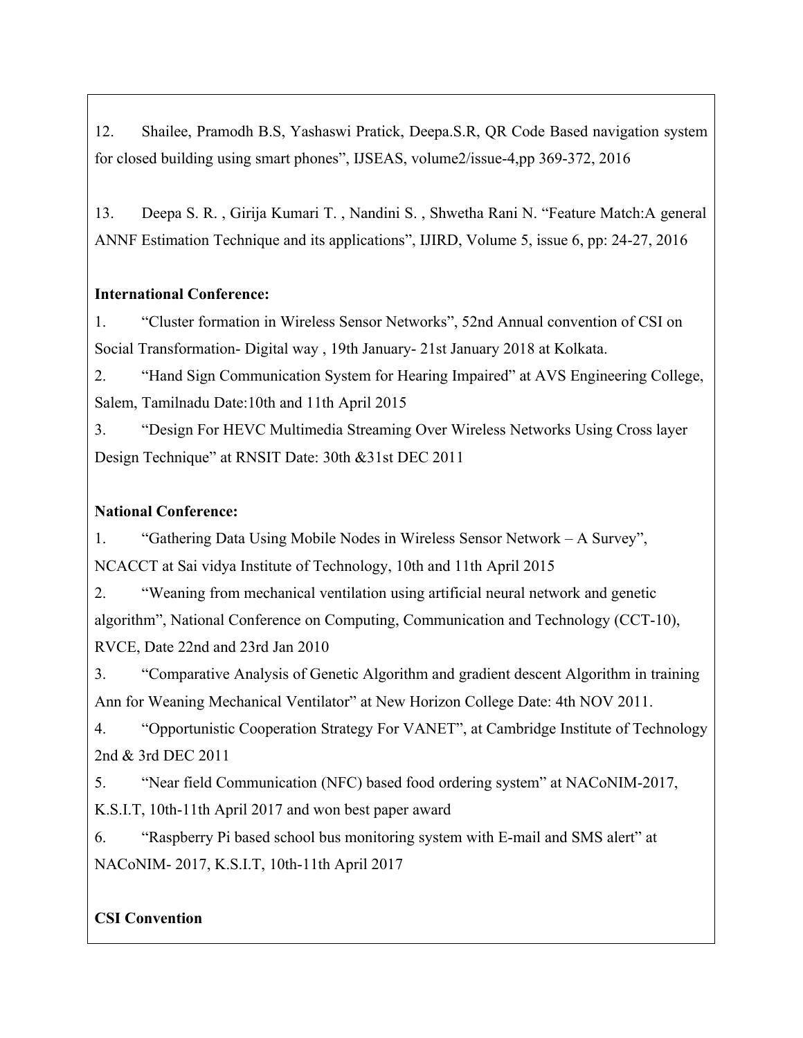12. Shailee, Pramodh B.S, Yashaswi Pratick, Deepa.S.R, QR Code Based navigation system for closed building using smart phones", IJSEAS, volume2/issue-4,pp 369-372, 2016

13. Deepa S. R. , Girija Kumari T. , Nandini S. , Shwetha Rani N. "Feature Match:A general ANNF Estimation Technique and its applications", IJIRD, Volume 5, issue 6, pp: 24-27, 2016

**International Conference:**

1. "Cluster formation in Wireless Sensor Networks", 52nd Annual convention of CSI on Social Transformation- Digital way , 19th January- 21st January 2018 at Kolkata.
2. "Hand Sign Communication System for Hearing Impaired" at AVS Engineering College, Salem, Tamilnadu Date:10th and 11th April 2015
3. "Design For HEVC Multimedia Streaming Over Wireless Networks Using Cross layer Design Technique" at RNSIT Date: 30th &31st DEC 2011

**National Conference:**

1. "Gathering Data Using Mobile Nodes in Wireless Sensor Network – A Survey", NCACCT at Sai vidya Institute of Technology, 10th and 11th April 2015
2. "Weaning from mechanical ventilation using artificial neural network and genetic algorithm", National Conference on Computing, Communication and Technology (CCT-10), RVCE, Date 22nd and 23rd Jan 2010
3. "Comparative Analysis of Genetic Algorithm and gradient descent Algorithm in training Ann for Weaning Mechanical Ventilator" at New Horizon College Date: 4th NOV 2011.
4. "Opportunistic Cooperation Strategy For VANET", at Cambridge Institute of Technology 2nd & 3rd DEC 2011
5. "Near field Communication (NFC) based food ordering system" at NACoNIM-2017, K.S.I.T, 10th-11th April 2017 and won best paper award
6. "Raspberry Pi based school bus monitoring system with E-mail and SMS alert" at NACoNIM- 2017, K.S.I.T, 10th-11th April 2017

**CSI Convention**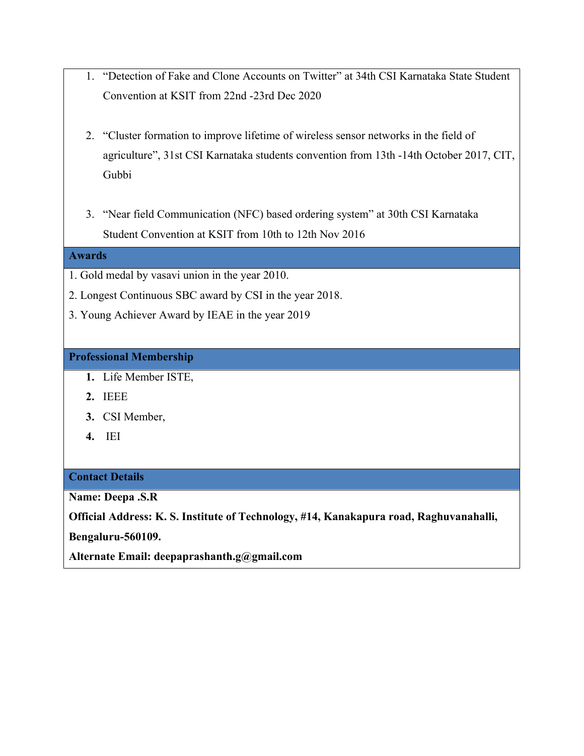1. "Detection of Fake and Clone Accounts on Twitter" at 34th CSI Karnataka State Student Convention at KSIT from 22nd -23rd Dec 2020

2. "Cluster formation to improve lifetime of wireless sensor networks in the field of agriculture", 31st CSI Karnataka students convention from 13th -14th October 2017, CIT, Gubbi

3. "Near field Communication (NFC) based ordering system" at 30th CSI Karnataka Student Convention at KSIT from 10th to 12th Nov 2016

## Awards

1. Gold medal by vasavi union in the year 2010.
2. Longest Continuous SBC award by CSI in the year 2018.
3. Young Achiever Award by IEAE in the year 2019

## Professional Membership

1. Life Member ISTE,
2. IEEE
3. CSI Member,
4. IEI

## Contact Details

**Name: Deepa .S.R**

**Official Address: K. S. Institute of Technology, #14, Kanakapura road, Raghuvanahalli, Bengaluru-560109.**

**Alternate Email: deepaprashanth.g@gmail.com**